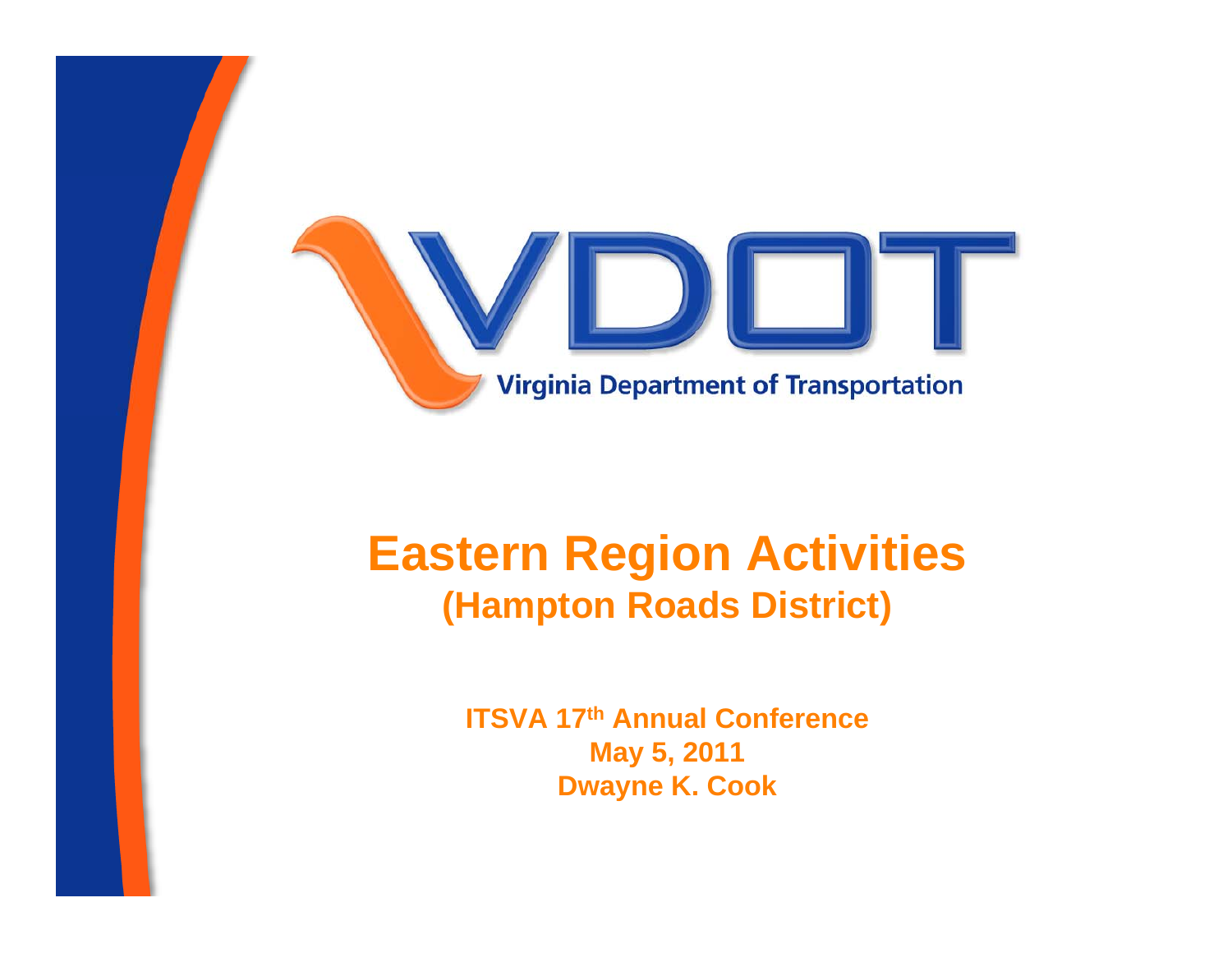VDOT

Virginia Department of Transportation

# Eastern Region Activities
## (Hampton Roads District)

**ITSVA 17th Annual Conference**
**May 5, 2011**
**Dwayne K. Cook**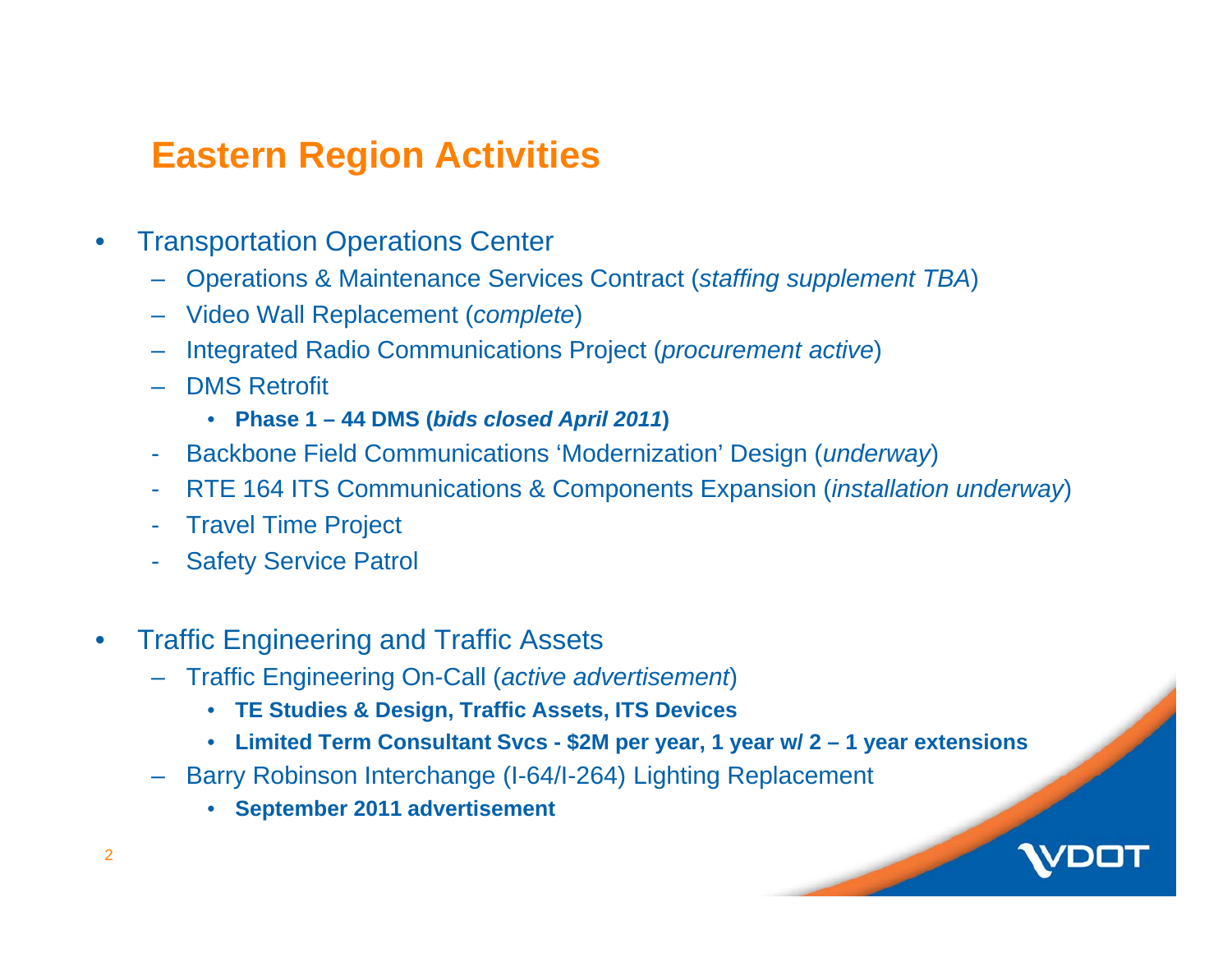# Eastern Region Activities

- Transportation Operations Center
  - Operations & Maintenance Services Contract (*staffing supplement TBA*)
  - Video Wall Replacement (*complete*)
  - Integrated Radio Communications Project (*procurement active*)
  - DMS Retrofit
    - **Phase 1 – 44 DMS (*bids closed April 2011*)**
  - Backbone Field Communications 'Modernization' Design (*underway*)
  - RTE 164 ITS Communications & Components Expansion (*installation underway*)
  - Travel Time Project
  - Safety Service Patrol

- Traffic Engineering and Traffic Assets
  - Traffic Engineering On-Call (*active advertisement*)
    - **TE Studies & Design, Traffic Assets, ITS Devices**
    - **Limited Term Consultant Svcs - $2M per year, 1 year w/ 2 – 1 year extensions**
  - Barry Robinson Interchange (I-64/I-264) Lighting Replacement
    - **September 2011 advertisement**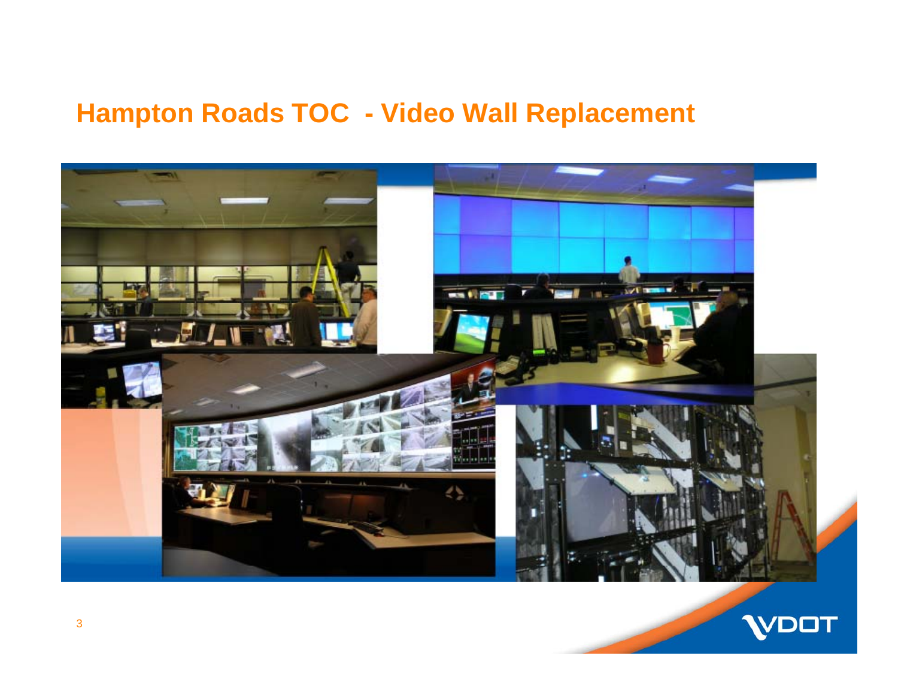# Hampton Roads TOC - Video Wall Replacement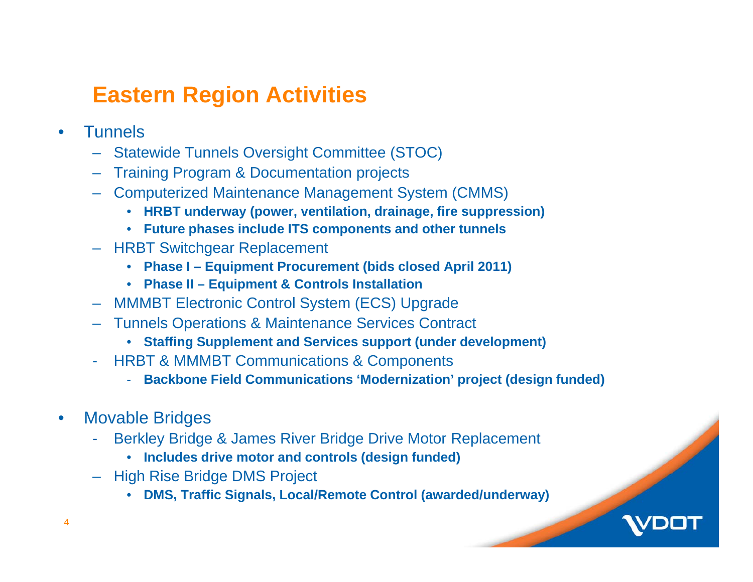# Eastern Region Activities

- Tunnels
  - Statewide Tunnels Oversight Committee (STOC)
  - Training Program & Documentation projects
  - Computerized Maintenance Management System (CMMS)
    - **HRBT underway (power, ventilation, drainage, fire suppression)**
    - **Future phases include ITS components and other tunnels**
  - HRBT Switchgear Replacement
    - **Phase I – Equipment Procurement (bids closed April 2011)**
    - **Phase II – Equipment & Controls Installation**
  - MMMBT Electronic Control System (ECS) Upgrade
  - Tunnels Operations & Maintenance Services Contract
    - **Staffing Supplement and Services support (under development)**
  - HRBT & MMMBT Communications & Components
    - **Backbone Field Communications 'Modernization' project (design funded)**

- Movable Bridges
  - Berkley Bridge & James River Bridge Drive Motor Replacement
    - **Includes drive motor and controls (design funded)**
  - High Rise Bridge DMS Project
    - **DMS, Traffic Signals, Local/Remote Control (awarded/underway)**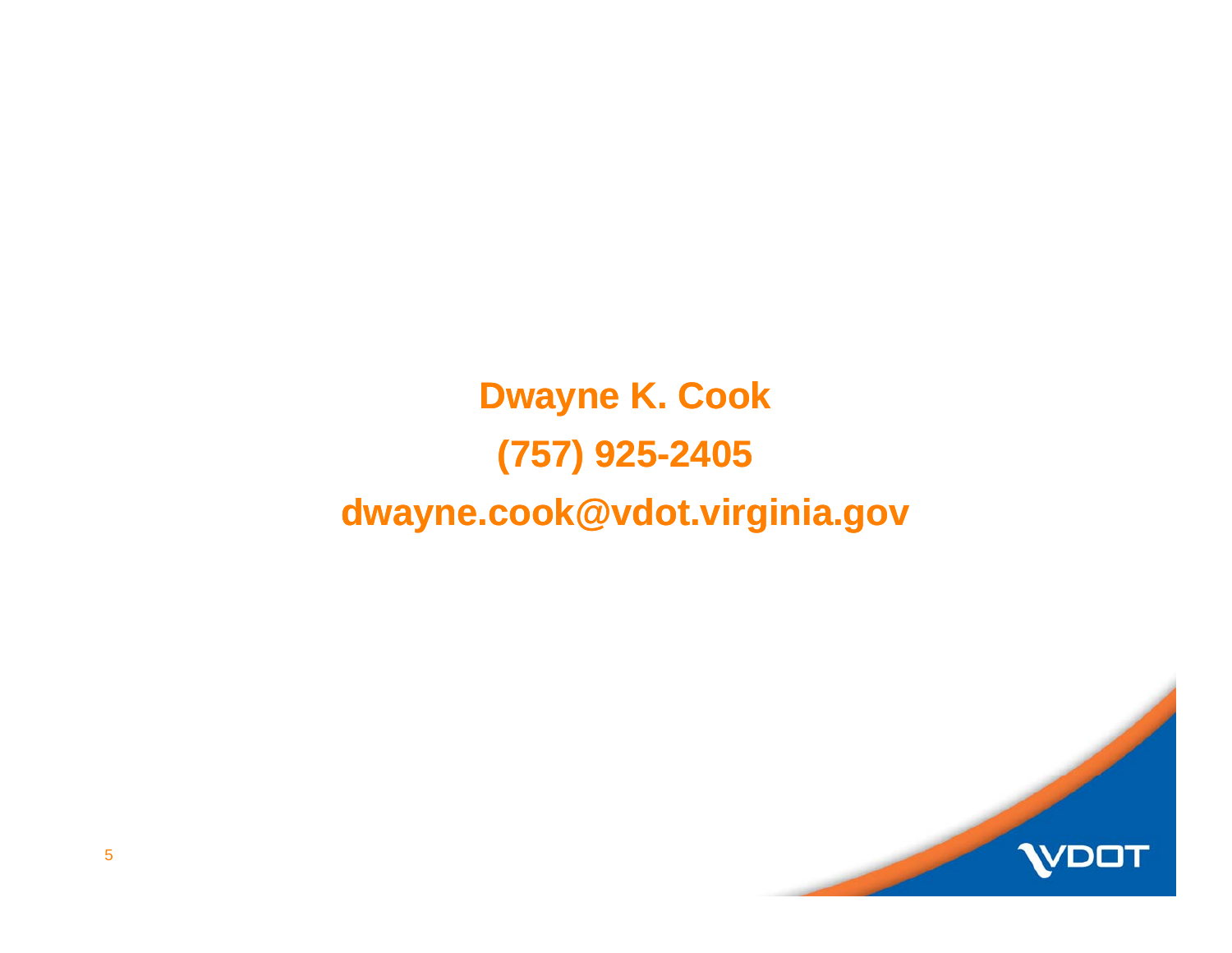**Dwayne K. Cook**

**(757) 925-2405**

**dwayne.cook@vdot.virginia.gov**